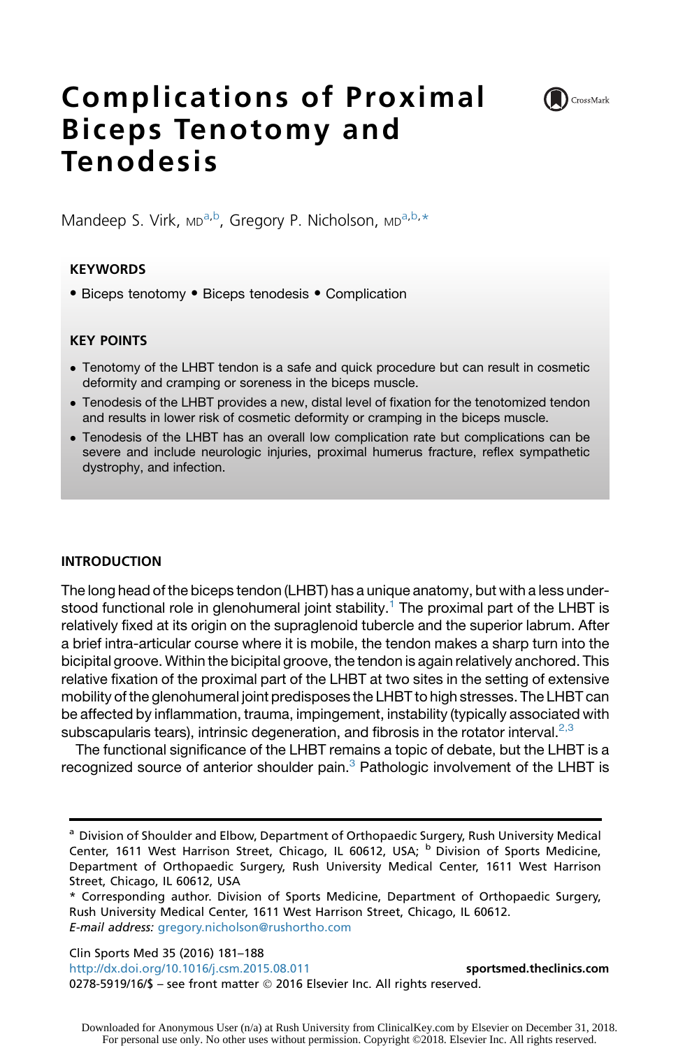# Complications of Proximal Biceps Tenotomy and Tenodesis

Mandeep S. Virk, MD[a,b], Gregory P. Nicholson, MD[a,b,*]

## KEYWORDS

- Biceps tenotomy • Biceps tenodesis • Complication

## KEY POINTS

- Tenotomy of the LHBT tendon is a safe and quick procedure but can result in cosmetic deformity and cramping or soreness in the biceps muscle.
- Tenodesis of the LHBT provides a new, distal level of fixation for the tenotomized tendon and results in lower risk of cosmetic deformity or cramping in the biceps muscle.
- Tenodesis of the LHBT has an overall low complication rate but complications can be severe and include neurologic injuries, proximal humerus fracture, reflex sympathetic dystrophy, and infection.

## INTRODUCTION

The long head of the biceps tendon (LHBT) has a unique anatomy, but with a less understood functional role in glenohumeral joint stability.[1] The proximal part of the LHBT is relatively fixed at its origin on the supraglenoid tubercle and the superior labrum. After a brief intra-articular course where it is mobile, the tendon makes a sharp turn into the bicipital groove. Within the bicipital groove, the tendon is again relatively anchored. This relative fixation of the proximal part of the LHBT at two sites in the setting of extensive mobility of the glenohumeral joint predisposes the LHBT to high stresses. The LHBT can be affected by inflammation, trauma, impingement, instability (typically associated with subscapularis tears), intrinsic degeneration, and fibrosis in the rotator interval.[2,3]

The functional significance of the LHBT remains a topic of debate, but the LHBT is a recognized source of anterior shoulder pain.[3] Pathologic involvement of the LHBT is

---

[a] Division of Shoulder and Elbow, Department of Orthopaedic Surgery, Rush University Medical Center, 1611 West Harrison Street, Chicago, IL 60612, USA; [b] Division of Sports Medicine, Department of Orthopaedic Surgery, Rush University Medical Center, 1611 West Harrison Street, Chicago, IL 60612, USA

* Corresponding author. Division of Sports Medicine, Department of Orthopaedic Surgery, Rush University Medical Center, 1611 West Harrison Street, Chicago, IL 60612.

*E-mail address:* gregory.nicholson@rushortho.com

Clin Sports Med 35 (2016) 181–188
http://dx.doi.org/10.1016/j.csm.2015.08.011 sportsmed.theclinics.com
0278-5919/16/$ – see front matter © 2016 Elsevier Inc. All rights reserved.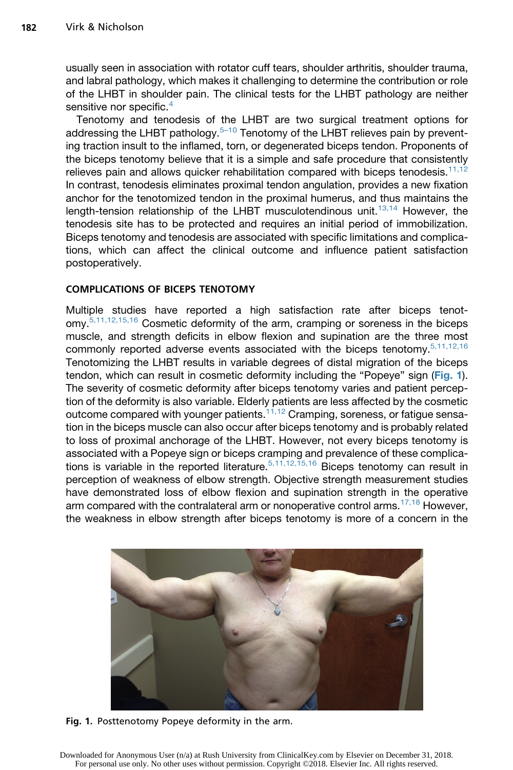usually seen in association with rotator cuff tears, shoulder arthritis, shoulder trauma, and labral pathology, which makes it challenging to determine the contribution or role of the LHBT in shoulder pain. The clinical tests for the LHBT pathology are neither sensitive nor specific.[4]

Tenotomy and tenodesis of the LHBT are two surgical treatment options for addressing the LHBT pathology.[5–10] Tenotomy of the LHBT relieves pain by preventing traction insult to the inflamed, torn, or degenerated biceps tendon. Proponents of the biceps tenotomy believe that it is a simple and safe procedure that consistently relieves pain and allows quicker rehabilitation compared with biceps tenodesis.[11,12] In contrast, tenodesis eliminates proximal tendon angulation, provides a new fixation anchor for the tenotomized tendon in the proximal humerus, and thus maintains the length-tension relationship of the LHBT musculotendinous unit.[13,14] However, the tenodesis site has to be protected and requires an initial period of immobilization. Biceps tenotomy and tenodesis are associated with specific limitations and complications, which can affect the clinical outcome and influence patient satisfaction postoperatively.

## COMPLICATIONS OF BICEPS TENOTOMY

Multiple studies have reported a high satisfaction rate after biceps tenotomy.[5,11,12,15,16] Cosmetic deformity of the arm, cramping or soreness in the biceps muscle, and strength deficits in elbow flexion and supination are the three most commonly reported adverse events associated with the biceps tenotomy.[5,11,12,16] Tenotomizing the LHBT results in variable degrees of distal migration of the biceps tendon, which can result in cosmetic deformity including the "Popeye" sign (**Fig. 1**). The severity of cosmetic deformity after biceps tenotomy varies and patient perception of the deformity is also variable. Elderly patients are less affected by the cosmetic outcome compared with younger patients.[11,12] Cramping, soreness, or fatigue sensation in the biceps muscle can also occur after biceps tenotomy and is probably related to loss of proximal anchorage of the LHBT. However, not every biceps tenotomy is associated with a Popeye sign or biceps cramping and prevalence of these complications is variable in the reported literature.[5,11,12,15,16] Biceps tenotomy can result in perception of weakness of elbow strength. Objective strength measurement studies have demonstrated loss of elbow flexion and supination strength in the operative arm compared with the contralateral arm or nonoperative control arms.[17,18] However, the weakness in elbow strength after biceps tenotomy is more of a concern in the

**Fig. 1.** Posttenotomy Popeye deformity in the arm.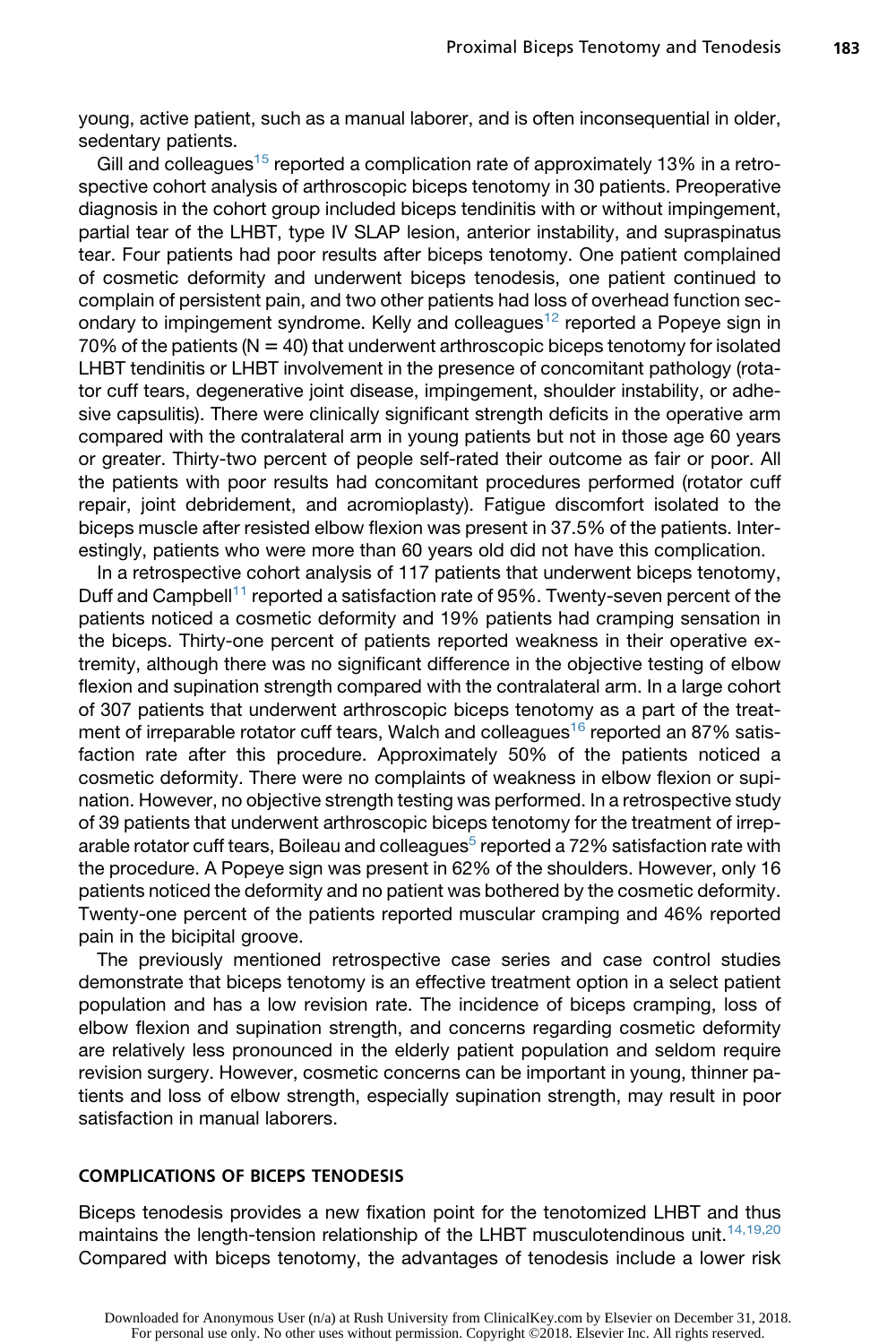young, active patient, such as a manual laborer, and is often inconsequential in older, sedentary patients.

Gill and colleagues[15] reported a complication rate of approximately 13% in a retrospective cohort analysis of arthroscopic biceps tenotomy in 30 patients. Preoperative diagnosis in the cohort group included biceps tendinitis with or without impingement, partial tear of the LHBT, type IV SLAP lesion, anterior instability, and supraspinatus tear. Four patients had poor results after biceps tenotomy. One patient complained of cosmetic deformity and underwent biceps tenodesis, one patient continued to complain of persistent pain, and two other patients had loss of overhead function secondary to impingement syndrome. Kelly and colleagues[12] reported a Popeye sign in 70% of the patients (N = 40) that underwent arthroscopic biceps tenotomy for isolated LHBT tendinitis or LHBT involvement in the presence of concomitant pathology (rotator cuff tears, degenerative joint disease, impingement, shoulder instability, or adhesive capsulitis). There were clinically significant strength deficits in the operative arm compared with the contralateral arm in young patients but not in those age 60 years or greater. Thirty-two percent of people self-rated their outcome as fair or poor. All the patients with poor results had concomitant procedures performed (rotator cuff repair, joint debridement, and acromioplasty). Fatigue discomfort isolated to the biceps muscle after resisted elbow flexion was present in 37.5% of the patients. Interestingly, patients who were more than 60 years old did not have this complication.

In a retrospective cohort analysis of 117 patients that underwent biceps tenotomy, Duff and Campbell[11] reported a satisfaction rate of 95%. Twenty-seven percent of the patients noticed a cosmetic deformity and 19% patients had cramping sensation in the biceps. Thirty-one percent of patients reported weakness in their operative extremity, although there was no significant difference in the objective testing of elbow flexion and supination strength compared with the contralateral arm. In a large cohort of 307 patients that underwent arthroscopic biceps tenotomy as a part of the treatment of irreparable rotator cuff tears, Walch and colleagues[16] reported an 87% satisfaction rate after this procedure. Approximately 50% of the patients noticed a cosmetic deformity. There were no complaints of weakness in elbow flexion or supination. However, no objective strength testing was performed. In a retrospective study of 39 patients that underwent arthroscopic biceps tenotomy for the treatment of irreparable rotator cuff tears, Boileau and colleagues[5] reported a 72% satisfaction rate with the procedure. A Popeye sign was present in 62% of the shoulders. However, only 16 patients noticed the deformity and no patient was bothered by the cosmetic deformity. Twenty-one percent of the patients reported muscular cramping and 46% reported pain in the bicipital groove.

The previously mentioned retrospective case series and case control studies demonstrate that biceps tenotomy is an effective treatment option in a select patient population and has a low revision rate. The incidence of biceps cramping, loss of elbow flexion and supination strength, and concerns regarding cosmetic deformity are relatively less pronounced in the elderly patient population and seldom require revision surgery. However, cosmetic concerns can be important in young, thinner patients and loss of elbow strength, especially supination strength, may result in poor satisfaction in manual laborers.

## COMPLICATIONS OF BICEPS TENODESIS

Biceps tenodesis provides a new fixation point for the tenotomized LHBT and thus maintains the length-tension relationship of the LHBT musculotendinous unit.[14,19,20] Compared with biceps tenotomy, the advantages of tenodesis include a lower risk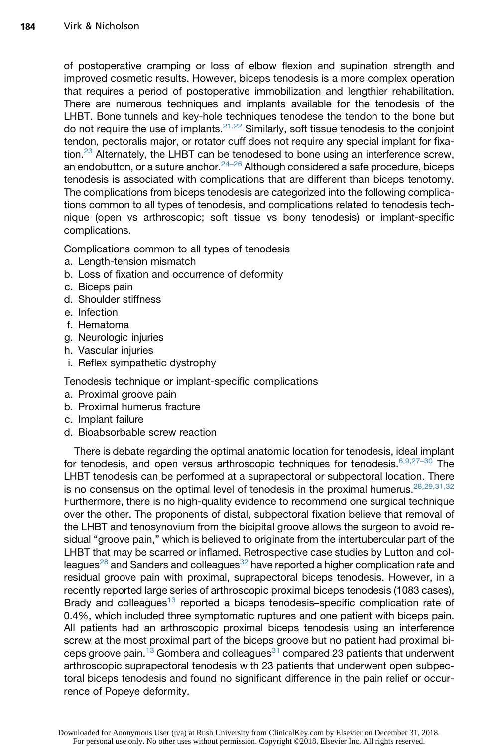of postoperative cramping or loss of elbow flexion and supination strength and improved cosmetic results. However, biceps tenodesis is a more complex operation that requires a period of postoperative immobilization and lengthier rehabilitation. There are numerous techniques and implants available for the tenodesis of the LHBT. Bone tunnels and key-hole techniques tenodese the tendon to the bone but do not require the use of implants.[21,22] Similarly, soft tissue tenodesis to the conjoint tendon, pectoralis major, or rotator cuff does not require any special implant for fixation.[23] Alternately, the LHBT can be tenodesed to bone using an interference screw, an endobutton, or a suture anchor.[24–26] Although considered a safe procedure, biceps tenodesis is associated with complications that are different than biceps tenotomy. The complications from biceps tenodesis are categorized into the following complications common to all types of tenodesis, and complications related to tenodesis technique (open vs arthroscopic; soft tissue vs bony tenodesis) or implant-specific complications.

Complications common to all types of tenodesis

a. Length-tension mismatch
b. Loss of fixation and occurrence of deformity
c. Biceps pain
d. Shoulder stiffness
e. Infection
f. Hematoma
g. Neurologic injuries
h. Vascular injuries
i. Reflex sympathetic dystrophy

Tenodesis technique or implant-specific complications

a. Proximal groove pain
b. Proximal humerus fracture
c. Implant failure
d. Bioabsorbable screw reaction

There is debate regarding the optimal anatomic location for tenodesis, ideal implant for tenodesis, and open versus arthroscopic techniques for tenodesis.[6,9,27–30] The LHBT tenodesis can be performed at a suprapectoral or subpectoral location. There is no consensus on the optimal level of tenodesis in the proximal humerus.[28,29,31,32] Furthermore, there is no high-quality evidence to recommend one surgical technique over the other. The proponents of distal, subpectoral fixation believe that removal of the LHBT and tenosynovium from the bicipital groove allows the surgeon to avoid residual "groove pain," which is believed to originate from the intertubercular part of the LHBT that may be scarred or inflamed. Retrospective case studies by Lutton and colleagues[28] and Sanders and colleagues[32] have reported a higher complication rate and residual groove pain with proximal, suprapectoral biceps tenodesis. However, in a recently reported large series of arthroscopic proximal biceps tenodesis (1083 cases), Brady and colleagues[13] reported a biceps tenodesis–specific complication rate of 0.4%, which included three symptomatic ruptures and one patient with biceps pain. All patients had an arthroscopic proximal biceps tenodesis using an interference screw at the most proximal part of the biceps groove but no patient had proximal biceps groove pain.[13] Gombera and colleagues[31] compared 23 patients that underwent arthroscopic suprapectoral tenodesis with 23 patients that underwent open subpectoral biceps tenodesis and found no significant difference in the pain relief or occurrence of Popeye deformity.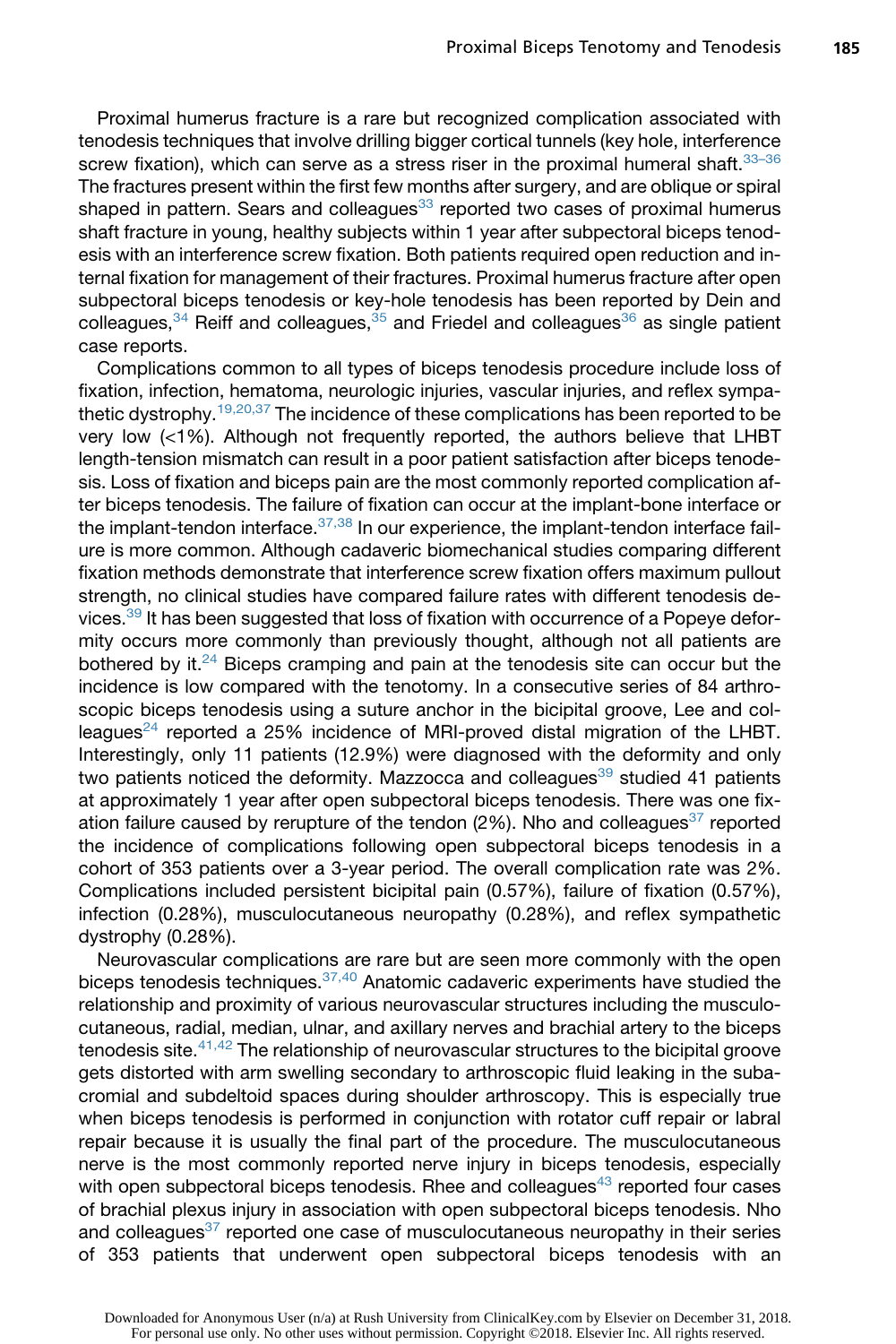Proximal humerus fracture is a rare but recognized complication associated with tenodesis techniques that involve drilling bigger cortical tunnels (key hole, interference screw fixation), which can serve as a stress riser in the proximal humeral shaft.[33–36] The fractures present within the first few months after surgery, and are oblique or spiral shaped in pattern. Sears and colleagues[33] reported two cases of proximal humerus shaft fracture in young, healthy subjects within 1 year after subpectoral biceps tenodesis with an interference screw fixation. Both patients required open reduction and internal fixation for management of their fractures. Proximal humerus fracture after open subpectoral biceps tenodesis or key-hole tenodesis has been reported by Dein and colleagues,[34] Reiff and colleagues,[35] and Friedel and colleagues[36] as single patient case reports.

Complications common to all types of biceps tenodesis procedure include loss of fixation, infection, hematoma, neurologic injuries, vascular injuries, and reflex sympathetic dystrophy.[19,20,37] The incidence of these complications has been reported to be very low (<1%). Although not frequently reported, the authors believe that LHBT length-tension mismatch can result in a poor patient satisfaction after biceps tenodesis. Loss of fixation and biceps pain are the most commonly reported complication after biceps tenodesis. The failure of fixation can occur at the implant-bone interface or the implant-tendon interface.[37,38] In our experience, the implant-tendon interface failure is more common. Although cadaveric biomechanical studies comparing different fixation methods demonstrate that interference screw fixation offers maximum pullout strength, no clinical studies have compared failure rates with different tenodesis devices.[39] It has been suggested that loss of fixation with occurrence of a Popeye deformity occurs more commonly than previously thought, although not all patients are bothered by it.[24] Biceps cramping and pain at the tenodesis site can occur but the incidence is low compared with the tenotomy. In a consecutive series of 84 arthroscopic biceps tenodesis using a suture anchor in the bicipital groove, Lee and colleagues[24] reported a 25% incidence of MRI-proved distal migration of the LHBT. Interestingly, only 11 patients (12.9%) were diagnosed with the deformity and only two patients noticed the deformity. Mazzocca and colleagues[39] studied 41 patients at approximately 1 year after open subpectoral biceps tenodesis. There was one fixation failure caused by rerupture of the tendon (2%). Nho and colleagues[37] reported the incidence of complications following open subpectoral biceps tenodesis in a cohort of 353 patients over a 3-year period. The overall complication rate was 2%. Complications included persistent bicipital pain (0.57%), failure of fixation (0.57%), infection (0.28%), musculocutaneous neuropathy (0.28%), and reflex sympathetic dystrophy (0.28%).

Neurovascular complications are rare but are seen more commonly with the open biceps tenodesis techniques.[37,40] Anatomic cadaveric experiments have studied the relationship and proximity of various neurovascular structures including the musculocutaneous, radial, median, ulnar, and axillary nerves and brachial artery to the biceps tenodesis site.[41,42] The relationship of neurovascular structures to the bicipital groove gets distorted with arm swelling secondary to arthroscopic fluid leaking in the subacromial and subdeltoid spaces during shoulder arthroscopy. This is especially true when biceps tenodesis is performed in conjunction with rotator cuff repair or labral repair because it is usually the final part of the procedure. The musculocutaneous nerve is the most commonly reported nerve injury in biceps tenodesis, especially with open subpectoral biceps tenodesis. Rhee and colleagues[43] reported four cases of brachial plexus injury in association with open subpectoral biceps tenodesis. Nho and colleagues[37] reported one case of musculocutaneous neuropathy in their series of 353 patients that underwent open subpectoral biceps tenodesis with an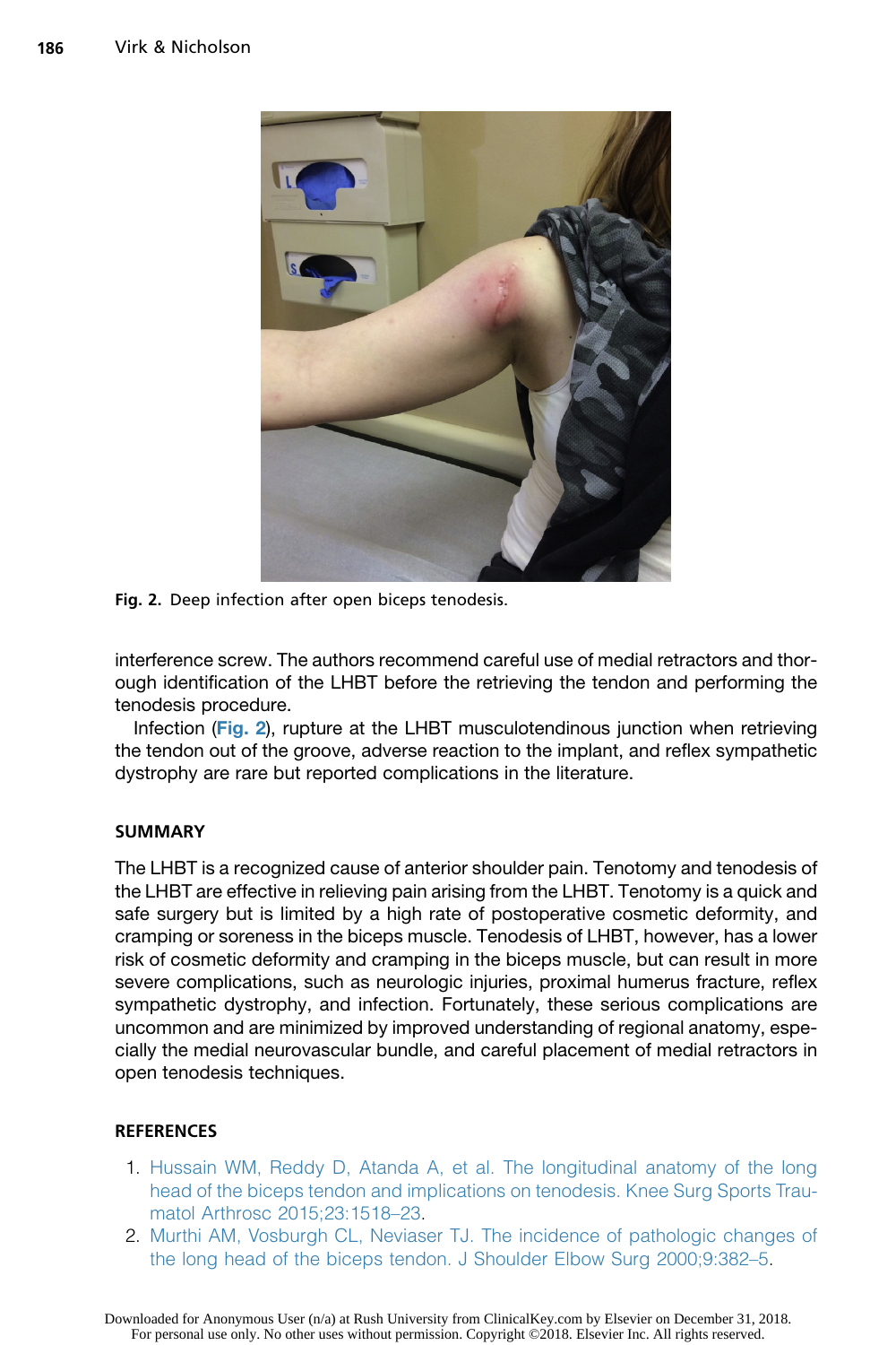Fig. 2. Deep infection after open biceps tenodesis.

interference screw. The authors recommend careful use of medial retractors and thorough identification of the LHBT before the retrieving the tendon and performing the tenodesis procedure.

Infection (Fig. 2), rupture at the LHBT musculotendinous junction when retrieving the tendon out of the groove, adverse reaction to the implant, and reflex sympathetic dystrophy are rare but reported complications in the literature.

## SUMMARY

The LHBT is a recognized cause of anterior shoulder pain. Tenotomy and tenodesis of the LHBT are effective in relieving pain arising from the LHBT. Tenotomy is a quick and safe surgery but is limited by a high rate of postoperative cosmetic deformity, and cramping or soreness in the biceps muscle. Tenodesis of LHBT, however, has a lower risk of cosmetic deformity and cramping in the biceps muscle, but can result in more severe complications, such as neurologic injuries, proximal humerus fracture, reflex sympathetic dystrophy, and infection. Fortunately, these serious complications are uncommon and are minimized by improved understanding of regional anatomy, especially the medial neurovascular bundle, and careful placement of medial retractors in open tenodesis techniques.

## REFERENCES

1. Hussain WM, Reddy D, Atanda A, et al. The longitudinal anatomy of the long head of the biceps tendon and implications on tenodesis. Knee Surg Sports Traumatol Arthrosc 2015;23:1518–23.
2. Murthi AM, Vosburgh CL, Neviaser TJ. The incidence of pathologic changes of the long head of the biceps tendon. J Shoulder Elbow Surg 2000;9:382–5.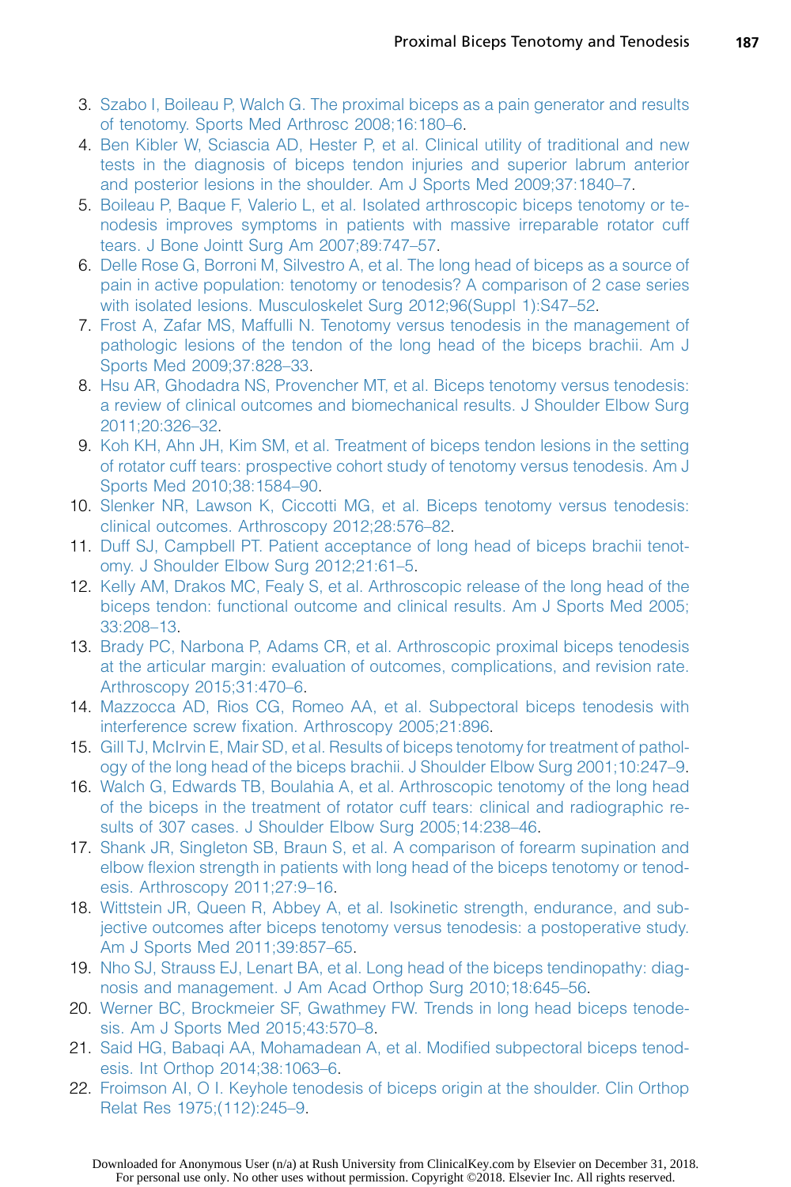3. Szabo I, Boileau P, Walch G. The proximal biceps as a pain generator and results of tenotomy. Sports Med Arthrosc 2008;16:180–6.
4. Ben Kibler W, Sciascia AD, Hester P, et al. Clinical utility of traditional and new tests in the diagnosis of biceps tendon injuries and superior labrum anterior and posterior lesions in the shoulder. Am J Sports Med 2009;37:1840–7.
5. Boileau P, Baque F, Valerio L, et al. Isolated arthroscopic biceps tenotomy or tenodesis improves symptoms in patients with massive irreparable rotator cuff tears. J Bone Jointt Surg Am 2007;89:747–57.
6. Delle Rose G, Borroni M, Silvestro A, et al. The long head of biceps as a source of pain in active population: tenotomy or tenodesis? A comparison of 2 case series with isolated lesions. Musculoskelet Surg 2012;96(Suppl 1):S47–52.
7. Frost A, Zafar MS, Maffulli N. Tenotomy versus tenodesis in the management of pathologic lesions of the tendon of the long head of the biceps brachii. Am J Sports Med 2009;37:828–33.
8. Hsu AR, Ghodadra NS, Provencher MT, et al. Biceps tenotomy versus tenodesis: a review of clinical outcomes and biomechanical results. J Shoulder Elbow Surg 2011;20:326–32.
9. Koh KH, Ahn JH, Kim SM, et al. Treatment of biceps tendon lesions in the setting of rotator cuff tears: prospective cohort study of tenotomy versus tenodesis. Am J Sports Med 2010;38:1584–90.
10. Slenker NR, Lawson K, Ciccotti MG, et al. Biceps tenotomy versus tenodesis: clinical outcomes. Arthroscopy 2012;28:576–82.
11. Duff SJ, Campbell PT. Patient acceptance of long head of biceps brachii tenotomy. J Shoulder Elbow Surg 2012;21:61–5.
12. Kelly AM, Drakos MC, Fealy S, et al. Arthroscopic release of the long head of the biceps tendon: functional outcome and clinical results. Am J Sports Med 2005;33:208–13.
13. Brady PC, Narbona P, Adams CR, et al. Arthroscopic proximal biceps tenodesis at the articular margin: evaluation of outcomes, complications, and revision rate. Arthroscopy 2015;31:470–6.
14. Mazzocca AD, Rios CG, Romeo AA, et al. Subpectoral biceps tenodesis with interference screw fixation. Arthroscopy 2005;21:896.
15. Gill TJ, McIrvin E, Mair SD, et al. Results of biceps tenotomy for treatment of pathology of the long head of the biceps brachii. J Shoulder Elbow Surg 2001;10:247–9.
16. Walch G, Edwards TB, Boulahia A, et al. Arthroscopic tenotomy of the long head of the biceps in the treatment of rotator cuff tears: clinical and radiographic results of 307 cases. J Shoulder Elbow Surg 2005;14:238–46.
17. Shank JR, Singleton SB, Braun S, et al. A comparison of forearm supination and elbow flexion strength in patients with long head of the biceps tenotomy or tenodesis. Arthroscopy 2011;27:9–16.
18. Wittstein JR, Queen R, Abbey A, et al. Isokinetic strength, endurance, and subjective outcomes after biceps tenotomy versus tenodesis: a postoperative study. Am J Sports Med 2011;39:857–65.
19. Nho SJ, Strauss EJ, Lenart BA, et al. Long head of the biceps tendinopathy: diagnosis and management. J Am Acad Orthop Surg 2010;18:645–56.
20. Werner BC, Brockmeier SF, Gwathmey FW. Trends in long head biceps tenodesis. Am J Sports Med 2015;43:570–8.
21. Said HG, Babaqi AA, Mohamadean A, et al. Modified subpectoral biceps tenodesis. Int Orthop 2014;38:1063–6.
22. Froimson AI, O I. Keyhole tenodesis of biceps origin at the shoulder. Clin Orthop Relat Res 1975;(112):245–9.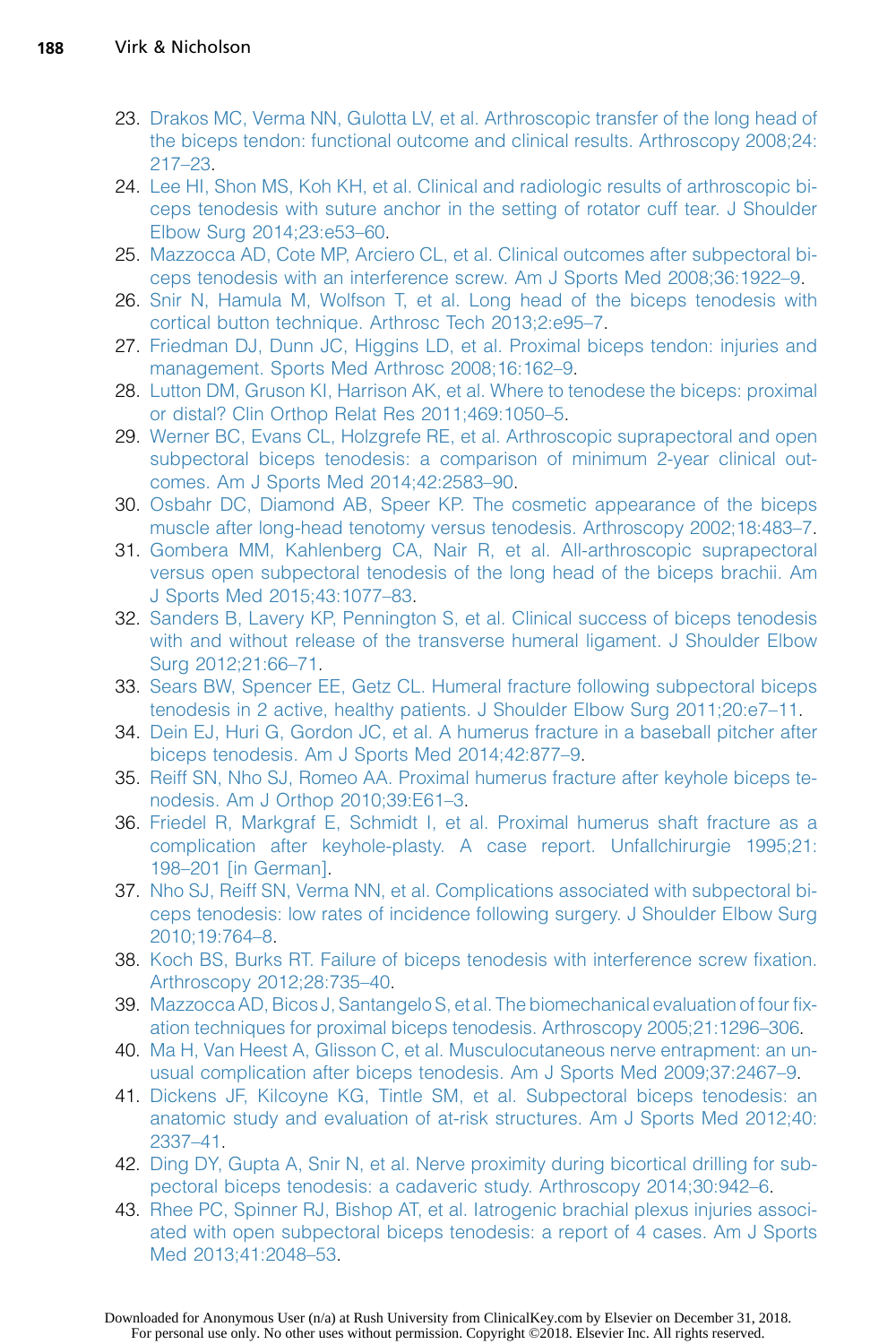23. Drakos MC, Verma NN, Gulotta LV, et al. Arthroscopic transfer of the long head of the biceps tendon: functional outcome and clinical results. Arthroscopy 2008;24:217–23.
24. Lee HI, Shon MS, Koh KH, et al. Clinical and radiologic results of arthroscopic biceps tenodesis with suture anchor in the setting of rotator cuff tear. J Shoulder Elbow Surg 2014;23:e53–60.
25. Mazzocca AD, Cote MP, Arciero CL, et al. Clinical outcomes after subpectoral biceps tenodesis with an interference screw. Am J Sports Med 2008;36:1922–9.
26. Snir N, Hamula M, Wolfson T, et al. Long head of the biceps tenodesis with cortical button technique. Arthrosc Tech 2013;2:e95–7.
27. Friedman DJ, Dunn JC, Higgins LD, et al. Proximal biceps tendon: injuries and management. Sports Med Arthrosc 2008;16:162–9.
28. Lutton DM, Gruson KI, Harrison AK, et al. Where to tenodese the biceps: proximal or distal? Clin Orthop Relat Res 2011;469:1050–5.
29. Werner BC, Evans CL, Holzgrefe RE, et al. Arthroscopic suprapectoral and open subpectoral biceps tenodesis: a comparison of minimum 2-year clinical outcomes. Am J Sports Med 2014;42:2583–90.
30. Osbahr DC, Diamond AB, Speer KP. The cosmetic appearance of the biceps muscle after long-head tenotomy versus tenodesis. Arthroscopy 2002;18:483–7.
31. Gombera MM, Kahlenberg CA, Nair R, et al. All-arthroscopic suprapectoral versus open subpectoral tenodesis of the long head of the biceps brachii. Am J Sports Med 2015;43:1077–83.
32. Sanders B, Lavery KP, Pennington S, et al. Clinical success of biceps tenodesis with and without release of the transverse humeral ligament. J Shoulder Elbow Surg 2012;21:66–71.
33. Sears BW, Spencer EE, Getz CL. Humeral fracture following subpectoral biceps tenodesis in 2 active, healthy patients. J Shoulder Elbow Surg 2011;20:e7–11.
34. Dein EJ, Huri G, Gordon JC, et al. A humerus fracture in a baseball pitcher after biceps tenodesis. Am J Sports Med 2014;42:877–9.
35. Reiff SN, Nho SJ, Romeo AA. Proximal humerus fracture after keyhole biceps tenodesis. Am J Orthop 2010;39:E61–3.
36. Friedel R, Markgraf E, Schmidt I, et al. Proximal humerus shaft fracture as a complication after keyhole-plasty. A case report. Unfallchirurgie 1995;21:198–201 [in German].
37. Nho SJ, Reiff SN, Verma NN, et al. Complications associated with subpectoral biceps tenodesis: low rates of incidence following surgery. J Shoulder Elbow Surg 2010;19:764–8.
38. Koch BS, Burks RT. Failure of biceps tenodesis with interference screw fixation. Arthroscopy 2012;28:735–40.
39. Mazzocca AD, Bicos J, Santangelo S, et al. The biomechanical evaluation of four fixation techniques for proximal biceps tenodesis. Arthroscopy 2005;21:1296–306.
40. Ma H, Van Heest A, Glisson C, et al. Musculocutaneous nerve entrapment: an unusual complication after biceps tenodesis. Am J Sports Med 2009;37:2467–9.
41. Dickens JF, Kilcoyne KG, Tintle SM, et al. Subpectoral biceps tenodesis: an anatomic study and evaluation of at-risk structures. Am J Sports Med 2012;40:2337–41.
42. Ding DY, Gupta A, Snir N, et al. Nerve proximity during bicortical drilling for subpectoral biceps tenodesis: a cadaveric study. Arthroscopy 2014;30:942–6.
43. Rhee PC, Spinner RJ, Bishop AT, et al. Iatrogenic brachial plexus injuries associated with open subpectoral biceps tenodesis: a report of 4 cases. Am J Sports Med 2013;41:2048–53.